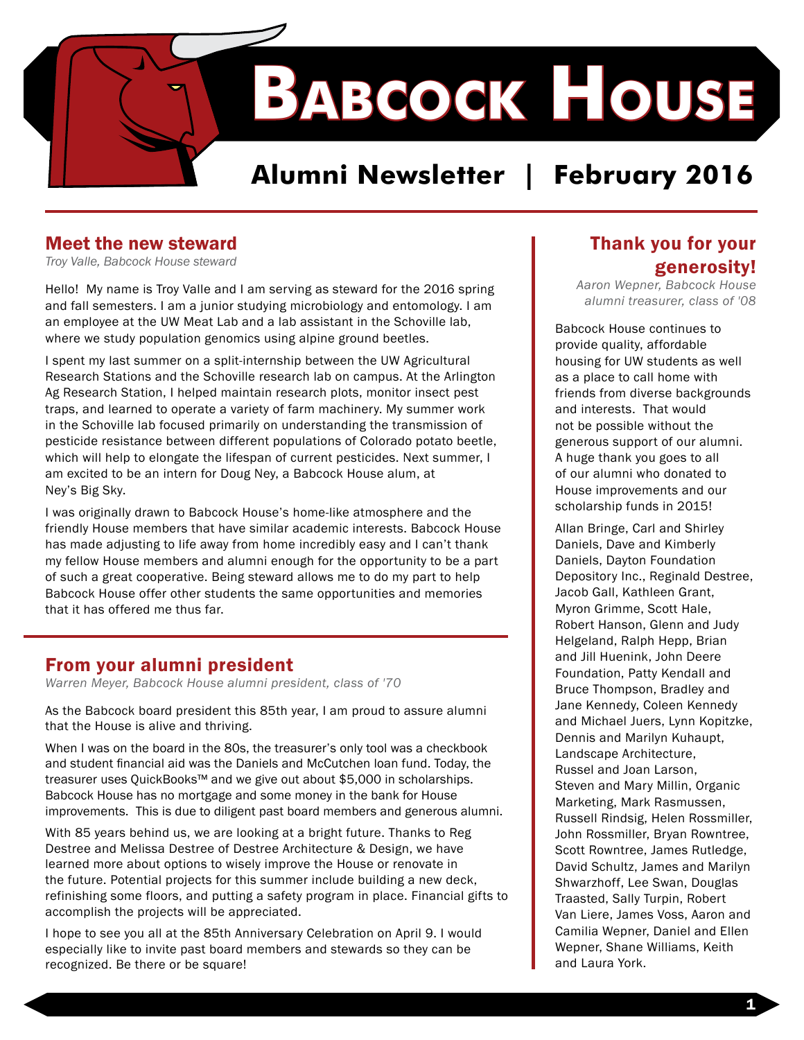# Babcock House

## Alumni Newsletter | February 2016

## Meet the new steward

*Troy Valle, Babcock House steward*

Hello! My name is Troy Valle and I am serving as steward for the 2016 spring and fall semesters. I am a junior studying microbiology and entomology. I am an employee at the UW Meat Lab and a lab assistant in the Schoville lab, where we study population genomics using alpine ground beetles.

I spent my last summer on a split-internship between the UW Agricultural Research Stations and the Schoville research lab on campus. At the Arlington Ag Research Station, I helped maintain research plots, monitor insect pest traps, and learned to operate a variety of farm machinery. My summer work in the Schoville lab focused primarily on understanding the transmission of pesticide resistance between different populations of Colorado potato beetle, which will help to elongate the lifespan of current pesticides. Next summer, I am excited to be an intern for Doug Ney, a Babcock House alum, at Ney's Big Sky.

I was originally drawn to Babcock House's home-like atmosphere and the friendly House members that have similar academic interests. Babcock House has made adjusting to life away from home incredibly easy and I can't thank my fellow House members and alumni enough for the opportunity to be a part of such a great cooperative. Being steward allows me to do my part to help Babcock House offer other students the same opportunities and memories that it has offered me thus far.

## From your alumni president

*Warren Meyer, Babcock House alumni president, class of '70*

As the Babcock board president this 85th year, I am proud to assure alumni that the House is alive and thriving.

When I was on the board in the 80s, the treasurer's only tool was a checkbook and student financial aid was the Daniels and McCutchen loan fund. Today, the treasurer uses QuickBooks™ and we give out about $5,000 in scholarships. Babcock House has no mortgage and some money in the bank for House improvements. This is due to diligent past board members and generous alumni.

With 85 years behind us, we are looking at a bright future. Thanks to Reg Destree and Melissa Destree of Destree Architecture & Design, we have learned more about options to wisely improve the House or renovate in the future. Potential projects for this summer include building a new deck, refinishing some floors, and putting a safety program in place. Financial gifts to accomplish the projects will be appreciated.

I hope to see you all at the 85th Anniversary Celebration on April 9. I would especially like to invite past board members and stewards so they can be recognized. Be there or be square!

## Thank you for your generosity!

*Aaron Wepner, Babcock House alumni treasurer, class of '08*

Babcock House continues to provide quality, affordable housing for UW students as well as a place to call home with friends from diverse backgrounds and interests. That would not be possible without the generous support of our alumni. A huge thank you goes to all of our alumni who donated to House improvements and our scholarship funds in 2015!

Allan Bringe, Carl and Shirley Daniels, Dave and Kimberly Daniels, Dayton Foundation Depository Inc., Reginald Destree, Jacob Gall, Kathleen Grant, Myron Grimme, Scott Hale, Robert Hanson, Glenn and Judy Helgeland, Ralph Hepp, Brian and Jill Huenink, John Deere Foundation, Patty Kendall and Bruce Thompson, Bradley and Jane Kennedy, Coleen Kennedy and Michael Juers, Lynn Kopitzke, Dennis and Marilyn Kuhaupt, Landscape Architecture, Russel and Joan Larson, Steven and Mary Millin, Organic Marketing, Mark Rasmussen, Russell Rindsig, Helen Rossmiller, John Rossmiller, Bryan Rowntree, Scott Rowntree, James Rutledge, David Schultz, James and Marilyn Shwarzhoff, Lee Swan, Douglas Traasted, Sally Turpin, Robert Van Liere, James Voss, Aaron and Camilia Wepner, Daniel and Ellen Wepner, Shane Williams, Keith and Laura York.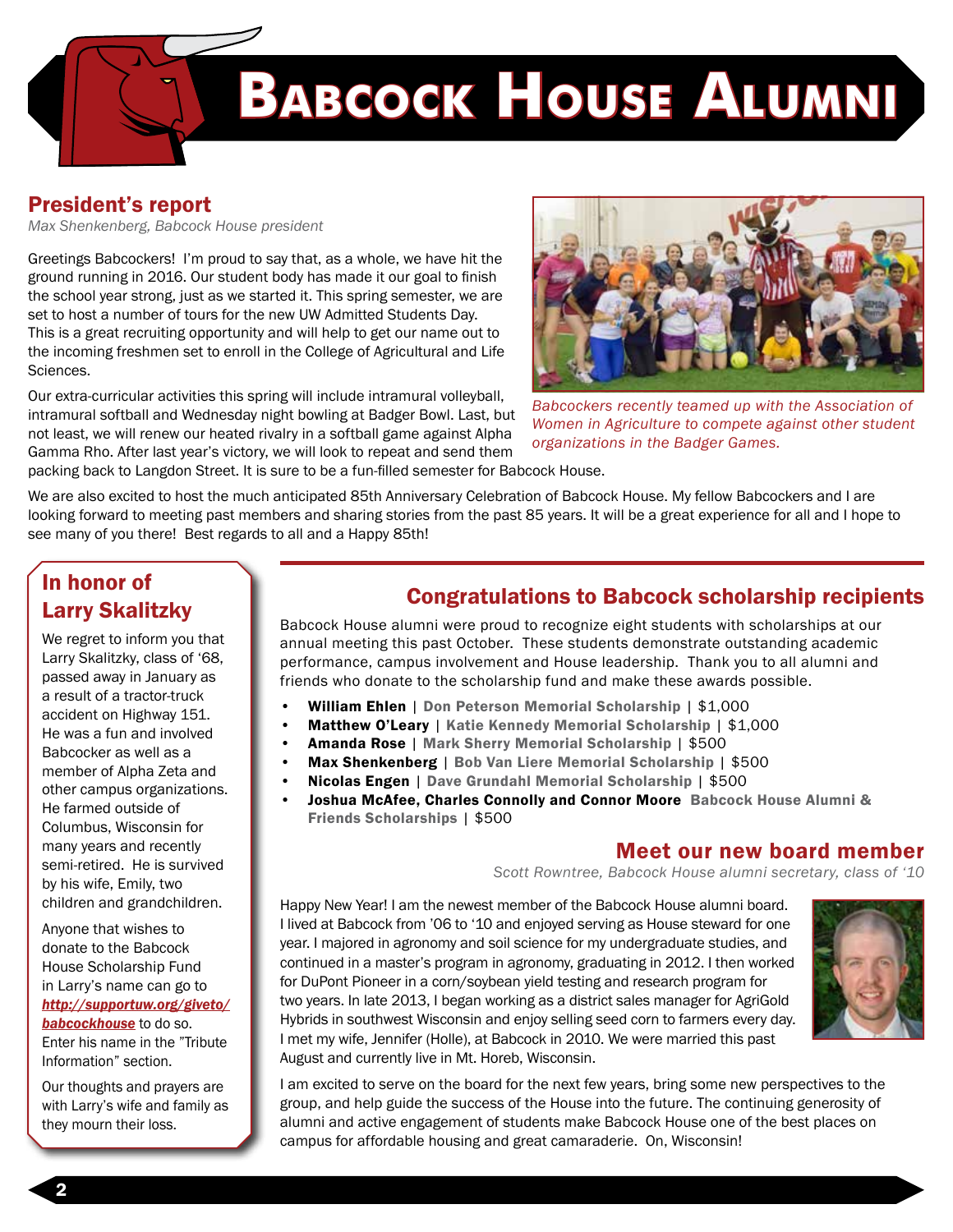# Babcock House Alumni

## President's report

*Max Shenkenberg, Babcock House president*

Greetings Babcockers! I'm proud to say that, as a whole, we have hit the ground running in 2016. Our student body has made it our goal to finish the school year strong, just as we started it. This spring semester, we are set to host a number of tours for the new UW Admitted Students Day. This is a great recruiting opportunity and will help to get our name out to the incoming freshmen set to enroll in the College of Agricultural and Life Sciences.

Our extra-curricular activities this spring will include intramural volleyball, intramural softball and Wednesday night bowling at Badger Bowl. Last, but not least, we will renew our heated rivalry in a softball game against Alpha Gamma Rho. After last year's victory, we will look to repeat and send them packing back to Langdon Street. It is sure to be a fun-filled semester for Babcock House.

*Babcockers recently teamed up with the Association of Women in Agriculture to compete against other student organizations in the Badger Games.*

We are also excited to host the much anticipated 85th Anniversary Celebration of Babcock House. My fellow Babcockers and I are looking forward to meeting past members and sharing stories from the past 85 years. It will be a great experience for all and I hope to see many of you there! Best regards to all and a Happy 85th!

## In honor of Larry Skalitzky

We regret to inform you that Larry Skalitzky, class of '68, passed away in January as a result of a tractor-truck accident on Highway 151. He was a fun and involved Babcocker as well as a member of Alpha Zeta and other campus organizations. He farmed outside of Columbus, Wisconsin for many years and recently semi-retired. He is survived by his wife, Emily, two children and grandchildren.

Anyone that wishes to donate to the Babcock House Scholarship Fund in Larry's name can go to ***http://supportuw.org/giveto/babcockhouse*** to do so. Enter his name in the "Tribute Information" section.

Our thoughts and prayers are with Larry's wife and family as they mourn their loss.

## Congratulations to Babcock scholarship recipients

Babcock House alumni were proud to recognize eight students with scholarships at our annual meeting this past October. These students demonstrate outstanding academic performance, campus involvement and House leadership. Thank you to all alumni and friends who donate to the scholarship fund and make these awards possible.

- **William Ehlen** | **Don Peterson Memorial Scholarship** | $1,000
- **Matthew O'Leary** | **Katie Kennedy Memorial Scholarship** | $1,000
- **Amanda Rose** | **Mark Sherry Memorial Scholarship** | $500
- **Max Shenkenberg** | **Bob Van Liere Memorial Scholarship** | $500
- **Nicolas Engen** | **Dave Grundahl Memorial Scholarship** | $500
- **Joshua McAfee, Charles Connolly and Connor Moore** **Babcock House Alumni & Friends Scholarships** | $500

## Meet our new board member

*Scott Rowntree, Babcock House alumni secretary, class of '10*

Happy New Year! I am the newest member of the Babcock House alumni board. I lived at Babcock from '06 to '10 and enjoyed serving as House steward for one year. I majored in agronomy and soil science for my undergraduate studies, and continued in a master's program in agronomy, graduating in 2012. I then worked for DuPont Pioneer in a corn/soybean yield testing and research program for two years. In late 2013, I began working as a district sales manager for AgriGold Hybrids in southwest Wisconsin and enjoy selling seed corn to farmers every day. I met my wife, Jennifer (Holle), at Babcock in 2010. We were married this past August and currently live in Mt. Horeb, Wisconsin.

I am excited to serve on the board for the next few years, bring some new perspectives to the group, and help guide the success of the House into the future. The continuing generosity of alumni and active engagement of students make Babcock House one of the best places on campus for affordable housing and great camaraderie. On, Wisconsin!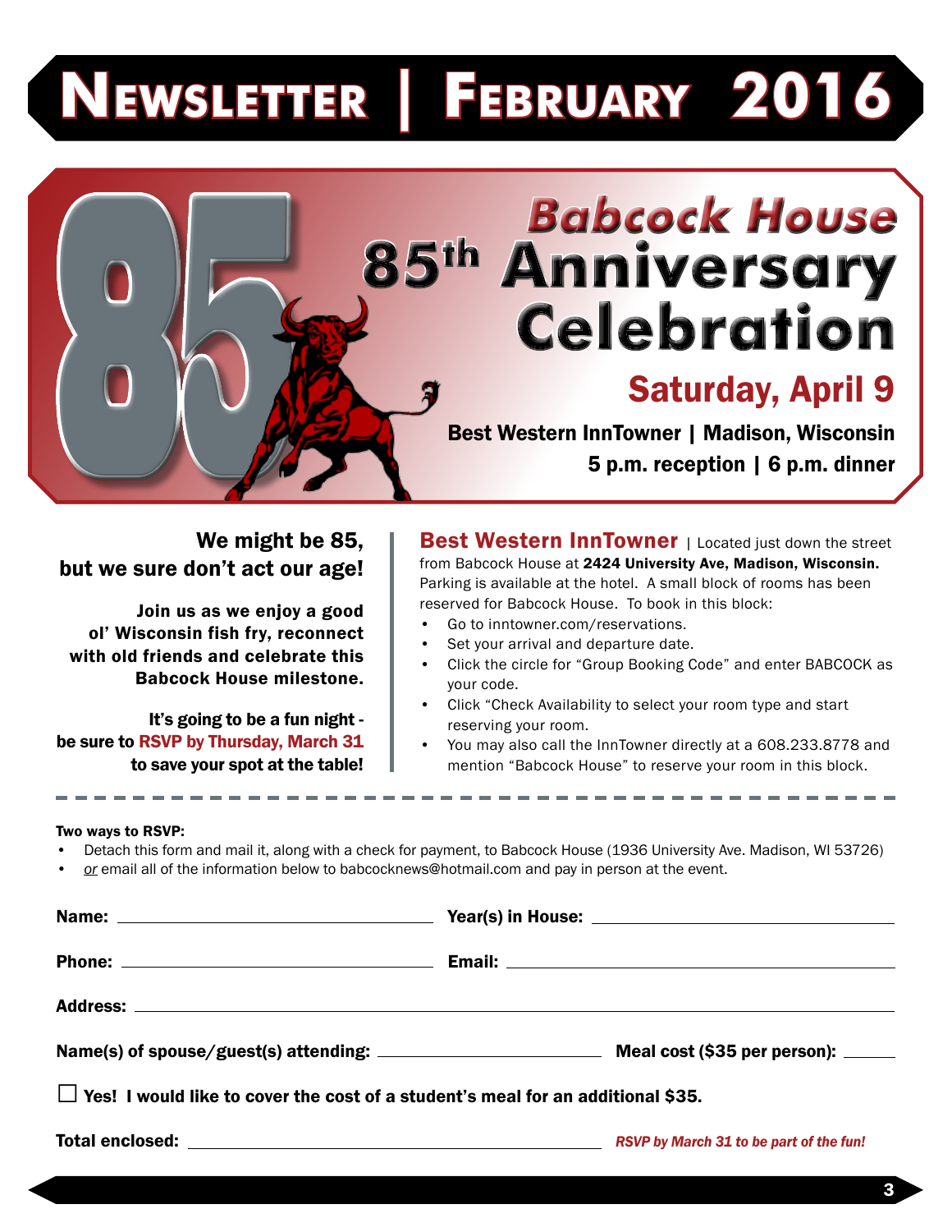# Newsletter | February 2016

## Babcock House 85th Anniversary Celebration

### Saturday, April 9

**Best Western InnTowner | Madison, Wisconsin**

**5 p.m. reception | 6 p.m. dinner**

**We might be 85, but we sure don't act our age!**

**Join us as we enjoy a good ol' Wisconsin fish fry, reconnect with old friends and celebrate this Babcock House milestone.**

**It's going to be a fun night - be sure to RSVP by Thursday, March 31 to save your spot at the table!**

**Best Western InnTowner** | Located just down the street from Babcock House at **2424 University Ave, Madison, Wisconsin.** Parking is available at the hotel. A small block of rooms has been reserved for Babcock House. To book in this block:

- Go to inntowner.com/reservations.
- Set your arrival and departure date.
- Click the circle for "Group Booking Code" and enter BABCOCK as your code.
- Click "Check Availability to select your room type and start reserving your room.
- You may also call the InnTowner directly at a 608.233.8778 and mention "Babcock House" to reserve your room in this block.

---

**Two ways to RSVP:**

- Detach this form and mail it, along with a check for payment, to Babcock House (1936 University Ave. Madison, WI 53726)
- *or* email all of the information below to babcocknews@hotmail.com and pay in person at the event.

**Name:** ____________________ **Year(s) in House:** ____________________

**Phone:** ____________________ **Email:** ____________________

**Address:** ________________________________________

**Name(s) of spouse/guest(s) attending:** ____________________ **Meal cost ($35 per person):** ______

☐ **Yes! I would like to cover the cost of a student's meal for an additional $35.**

**Total enclosed:** ____________________ ***RSVP by March 31 to be part of the fun!***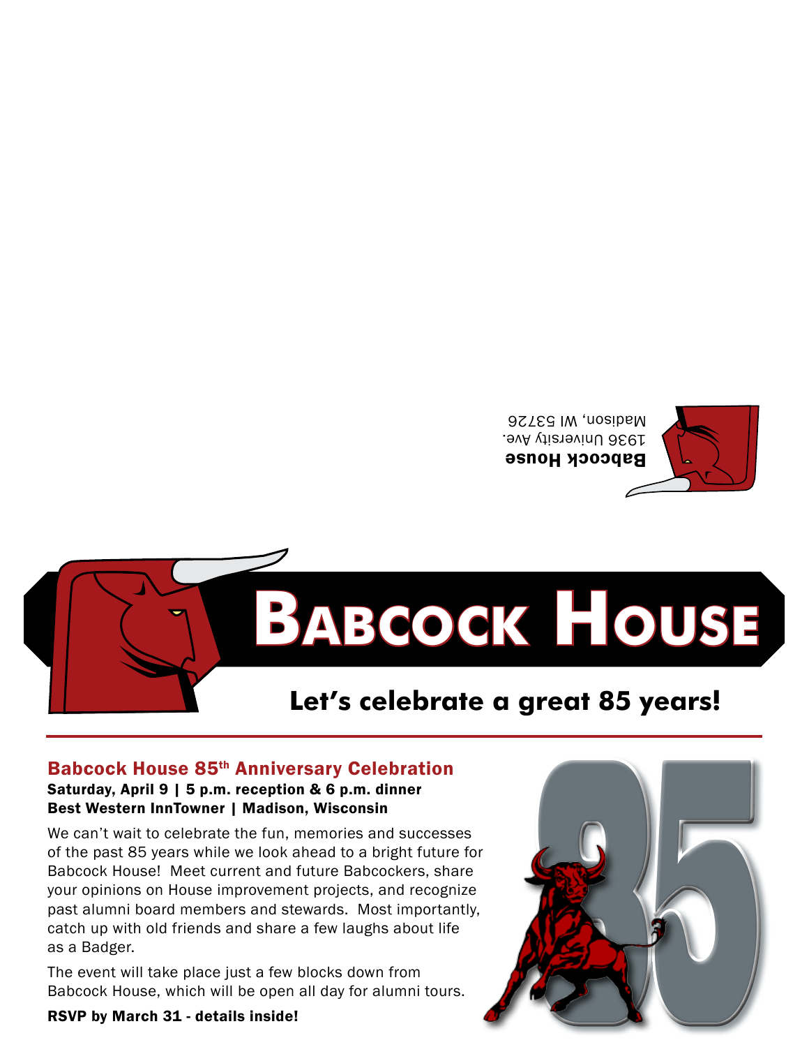Babcock House
1936 University Ave.
Madison, WI 53726

# Babcock House

## Let's celebrate a great 85 years!

### Babcock House 85th Anniversary Celebration

**Saturday, April 9 | 5 p.m. reception & 6 p.m. dinner**
**Best Western InnTowner | Madison, Wisconsin**

We can't wait to celebrate the fun, memories and successes of the past 85 years while we look ahead to a bright future for Babcock House! Meet current and future Babcockers, share your opinions on House improvement projects, and recognize past alumni board members and stewards. Most importantly, catch up with old friends and share a few laughs about life as a Badger.

The event will take place just a few blocks down from Babcock House, which will be open all day for alumni tours.

**RSVP by March 31 - details inside!**

85